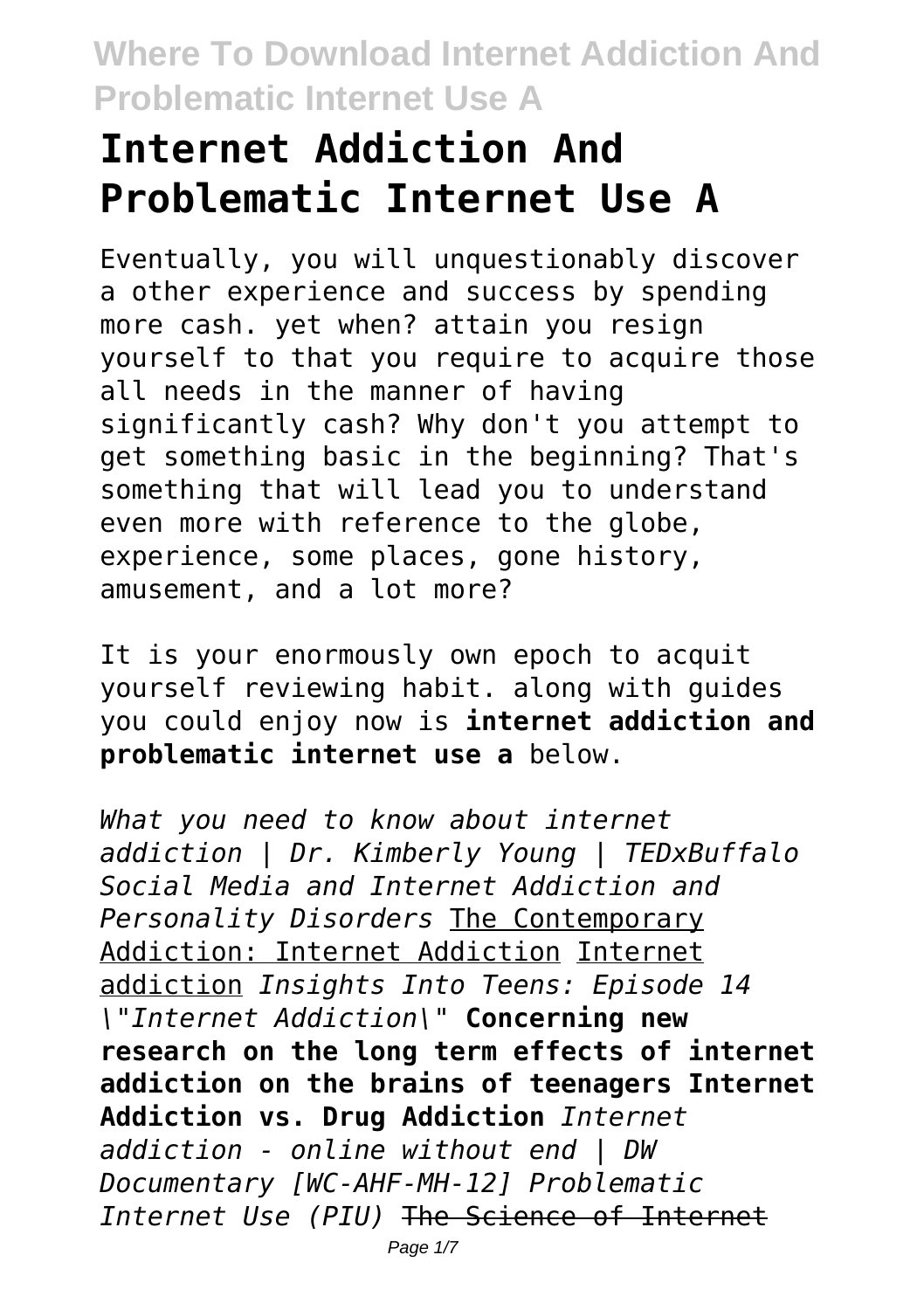# Internet Addiction And Problematic Internet Use A

Eventually, you will unquestionably discover a other experience and success by spending more cash. yet when? attain you resign yourself to that you require to acquire those all needs in the manner of having significantly cash? Why don't you attempt to get something basic in the beginning? That's something that will lead you to understand even more with reference to the globe, experience, some places, gone history, amusement, and a lot more?

It is your enormously own epoch to acquit yourself reviewing habit. along with guides you could enjoy now is **internet addiction and problematic internet use a** below.

*What you need to know about internet addiction | Dr. Kimberly Young | TEDxBuffalo* *Social Media and Internet Addiction and Personality Disorders* The Contemporary Addiction: Internet Addiction Internet addiction *Insights Into Teens: Episode 14 \"Internet Addiction\"* **Concerning new research on the long term effects of internet addiction on the brains of teenagers Internet Addiction vs. Drug Addiction** *Internet addiction - online without end | DW Documentary [WC-AHF-MH-12] Problematic Internet Use (PIU)* The Science of Internet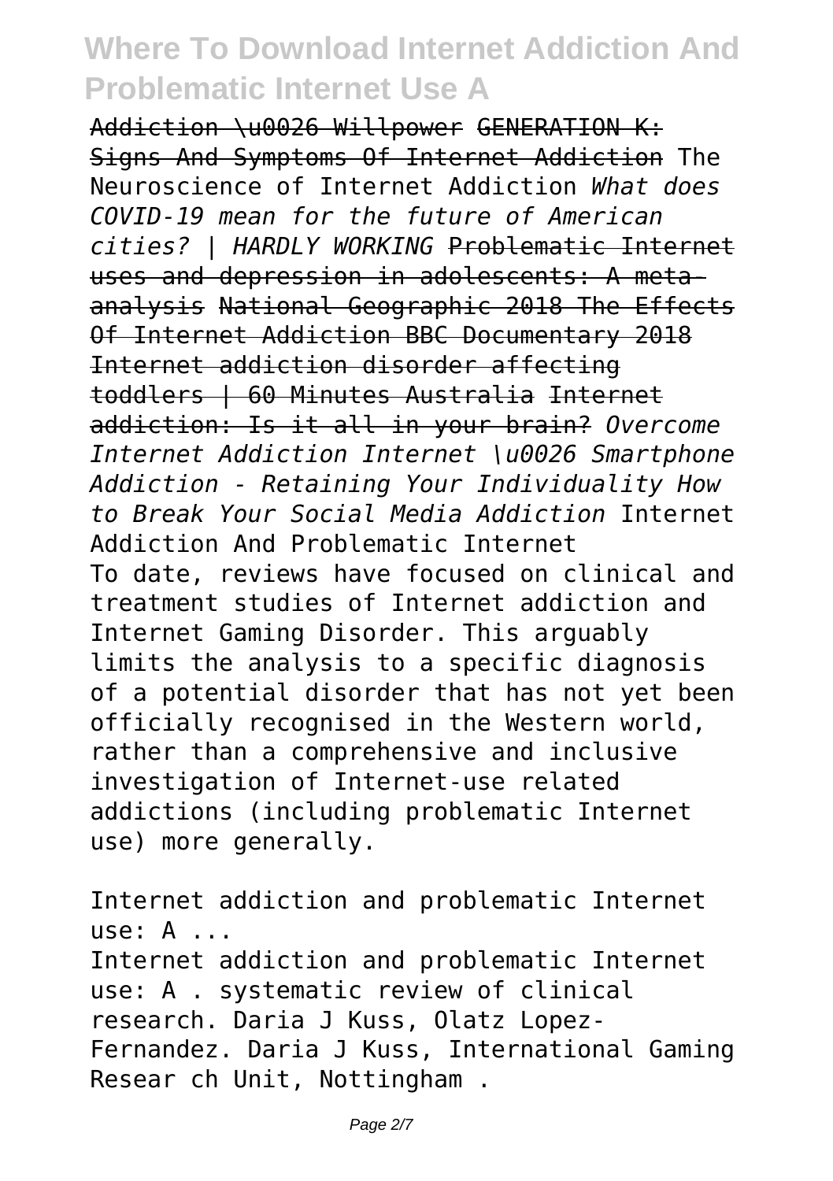Addiction \u0026 Willpower GENERATION K: Signs And Symptoms Of Internet Addiction The Neuroscience of Internet Addiction *What does COVID-19 mean for the future of American cities? | HARDLY WORKING* Problematic Internet uses and depression in adolescents: A meta-analysis National Geographic 2018 The Effects Of Internet Addiction BBC Documentary 2018 Internet addiction disorder affecting toddlers | 60 Minutes Australia Internet addiction: Is it all in your brain? *Overcome Internet Addiction Internet \u0026 Smartphone Addiction - Retaining Your Individuality How to Break Your Social Media Addiction* Internet Addiction And Problematic Internet

To date, reviews have focused on clinical and treatment studies of Internet addiction and Internet Gaming Disorder. This arguably limits the analysis to a specific diagnosis of a potential disorder that has not yet been officially recognised in the Western world, rather than a comprehensive and inclusive investigation of Internet-use related addictions (including problematic Internet use) more generally.

Internet addiction and problematic Internet use: A ...

Internet addiction and problematic Internet use: A . systematic review of clinical research. Daria J Kuss, Olatz Lopez-Fernandez. Daria J Kuss, International Gaming Resear ch Unit, Nottingham .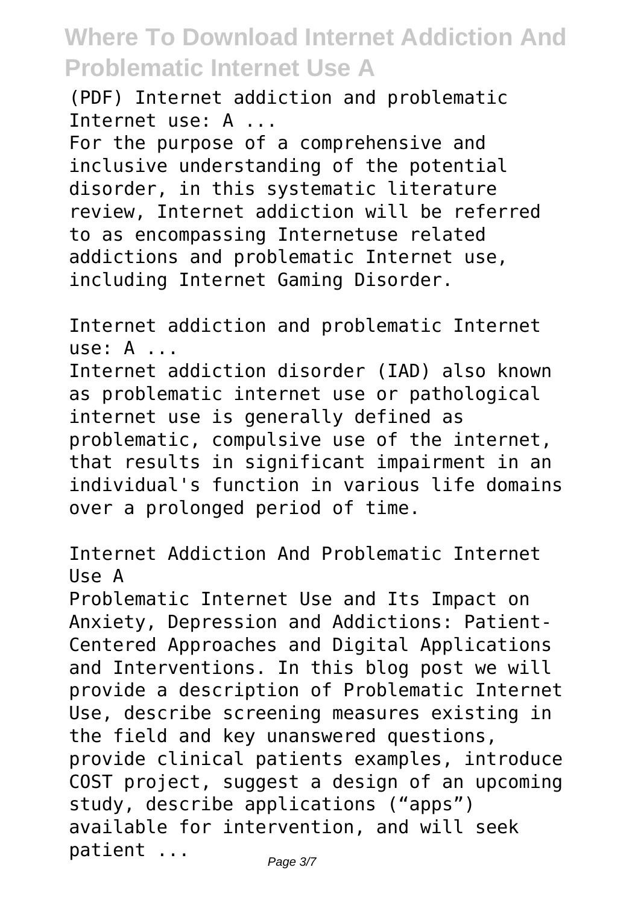(PDF) Internet addiction and problematic Internet use: A ...

For the purpose of a comprehensive and inclusive understanding of the potential disorder, in this systematic literature review, Internet addiction will be referred to as encompassing Internetuse related addictions and problematic Internet use, including Internet Gaming Disorder.

Internet addiction and problematic Internet use: A ...

Internet addiction disorder (IAD) also known as problematic internet use or pathological internet use is generally defined as problematic, compulsive use of the internet, that results in significant impairment in an individual's function in various life domains over a prolonged period of time.

Internet Addiction And Problematic Internet Use A

Problematic Internet Use and Its Impact on Anxiety, Depression and Addictions: Patient-Centered Approaches and Digital Applications and Interventions. In this blog post we will provide a description of Problematic Internet Use, describe screening measures existing in the field and key unanswered questions, provide clinical patients examples, introduce COST project, suggest a design of an upcoming study, describe applications ("apps") available for intervention, and will seek patient ...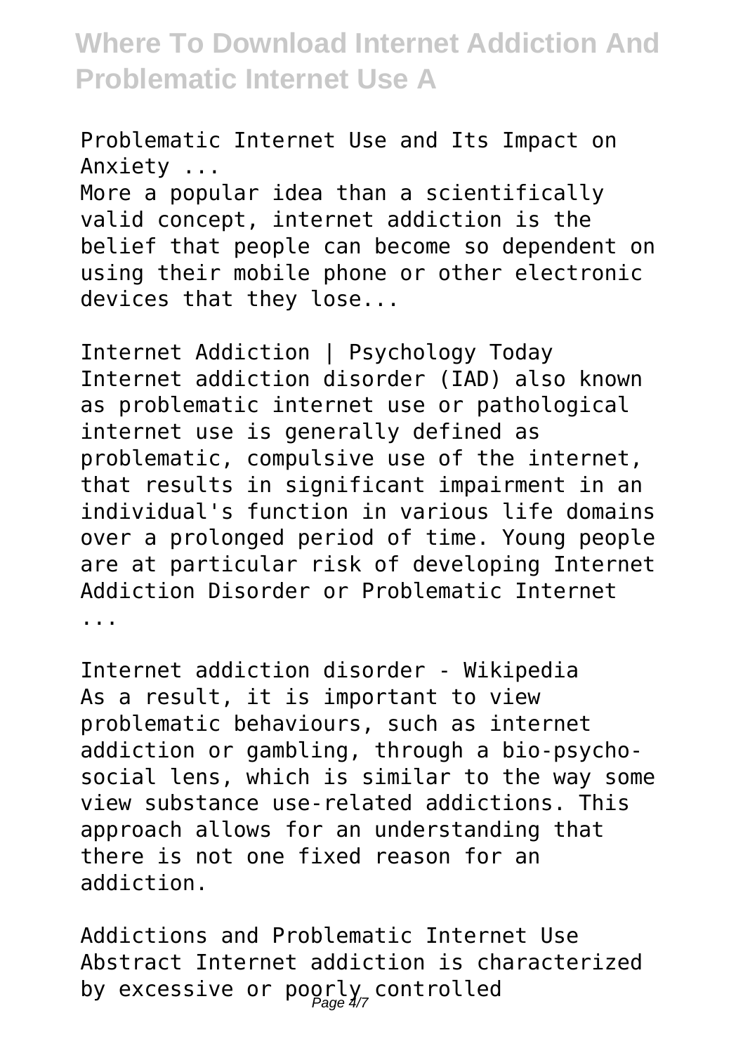Problematic Internet Use and Its Impact on Anxiety ...

More a popular idea than a scientifically valid concept, internet addiction is the belief that people can become so dependent on using their mobile phone or other electronic devices that they lose...

Internet Addiction | Psychology Today

Internet addiction disorder (IAD) also known as problematic internet use or pathological internet use is generally defined as problematic, compulsive use of the internet, that results in significant impairment in an individual's function in various life domains over a prolonged period of time. Young people are at particular risk of developing Internet Addiction Disorder or Problematic Internet ...

Internet addiction disorder - Wikipedia

As a result, it is important to view problematic behaviours, such as internet addiction or gambling, through a bio-psycho-social lens, which is similar to the way some view substance use-related addictions. This approach allows for an understanding that there is not one fixed reason for an addiction.

Addictions and Problematic Internet Use

Abstract Internet addiction is characterized by excessive or poorly controlled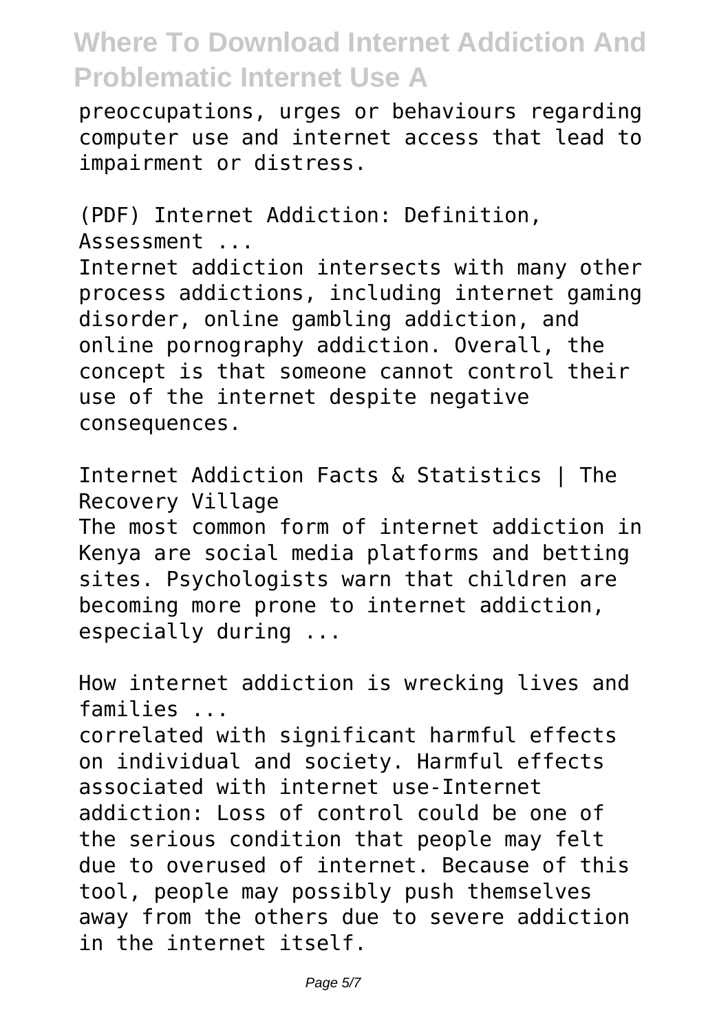preoccupations, urges or behaviours regarding computer use and internet access that lead to impairment or distress.

(PDF) Internet Addiction: Definition, Assessment ...

Internet addiction intersects with many other process addictions, including internet gaming disorder, online gambling addiction, and online pornography addiction. Overall, the concept is that someone cannot control their use of the internet despite negative consequences.

Internet Addiction Facts & Statistics | The Recovery Village

The most common form of internet addiction in Kenya are social media platforms and betting sites. Psychologists warn that children are becoming more prone to internet addiction, especially during ...

How internet addiction is wrecking lives and families ...

correlated with significant harmful effects on individual and society. Harmful effects associated with internet use-Internet addiction: Loss of control could be one of the serious condition that people may felt due to overused of internet. Because of this tool, people may possibly push themselves away from the others due to severe addiction in the internet itself.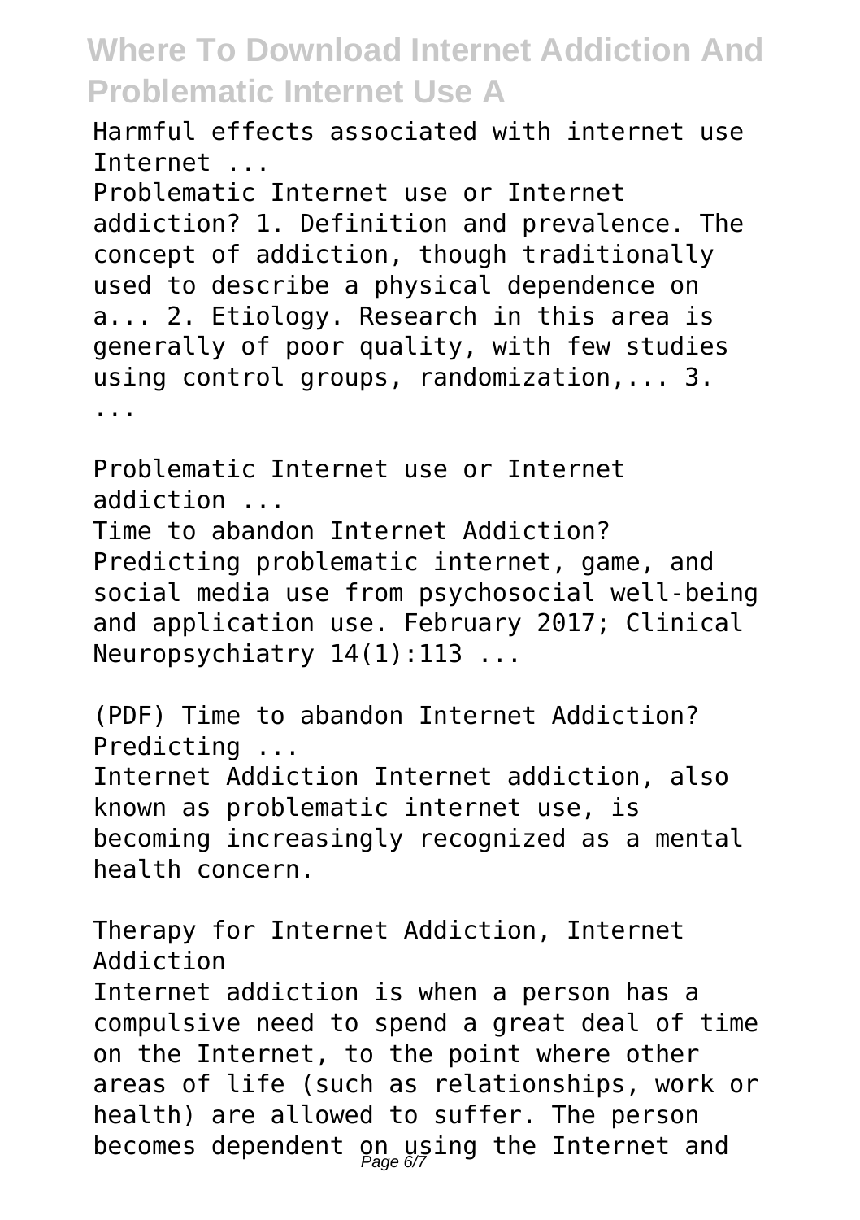Harmful effects associated with internet use Internet ...

Problematic Internet use or Internet addiction? 1. Definition and prevalence. The concept of addiction, though traditionally used to describe a physical dependence on a... 2. Etiology. Research in this area is generally of poor quality, with few studies using control groups, randomization,... 3. ...

Problematic Internet use or Internet addiction ...

Time to abandon Internet Addiction? Predicting problematic internet, game, and social media use from psychosocial well-being and application use. February 2017; Clinical Neuropsychiatry 14(1):113 ...

(PDF) Time to abandon Internet Addiction? Predicting ...

Internet Addiction Internet addiction, also known as problematic internet use, is becoming increasingly recognized as a mental health concern.

Therapy for Internet Addiction, Internet Addiction

Internet addiction is when a person has a compulsive need to spend a great deal of time on the Internet, to the point where other areas of life (such as relationships, work or health) are allowed to suffer. The person becomes dependent on using the Internet and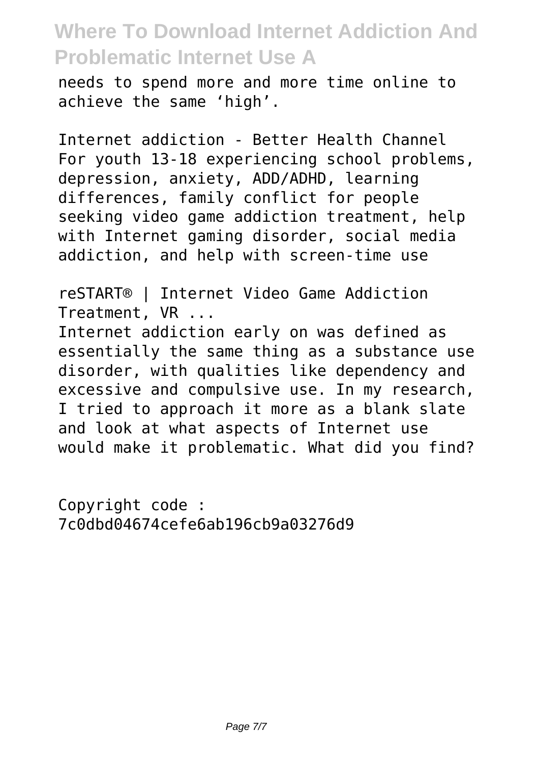needs to spend more and more time online to achieve the same ‘high’.

Internet addiction - Better Health Channel
For youth 13-18 experiencing school problems, depression, anxiety, ADD/ADHD, learning differences, family conflict for people seeking video game addiction treatment, help with Internet gaming disorder, social media addiction, and help with screen-time use

reSTART® | Internet Video Game Addiction Treatment, VR ...
Internet addiction early on was defined as essentially the same thing as a substance use disorder, with qualities like dependency and excessive and compulsive use. In my research, I tried to approach it more as a blank slate and look at what aspects of Internet use would make it problematic. What did you find?

Copyright code : 7c0dbd04674cefe6ab196cb9a03276d9